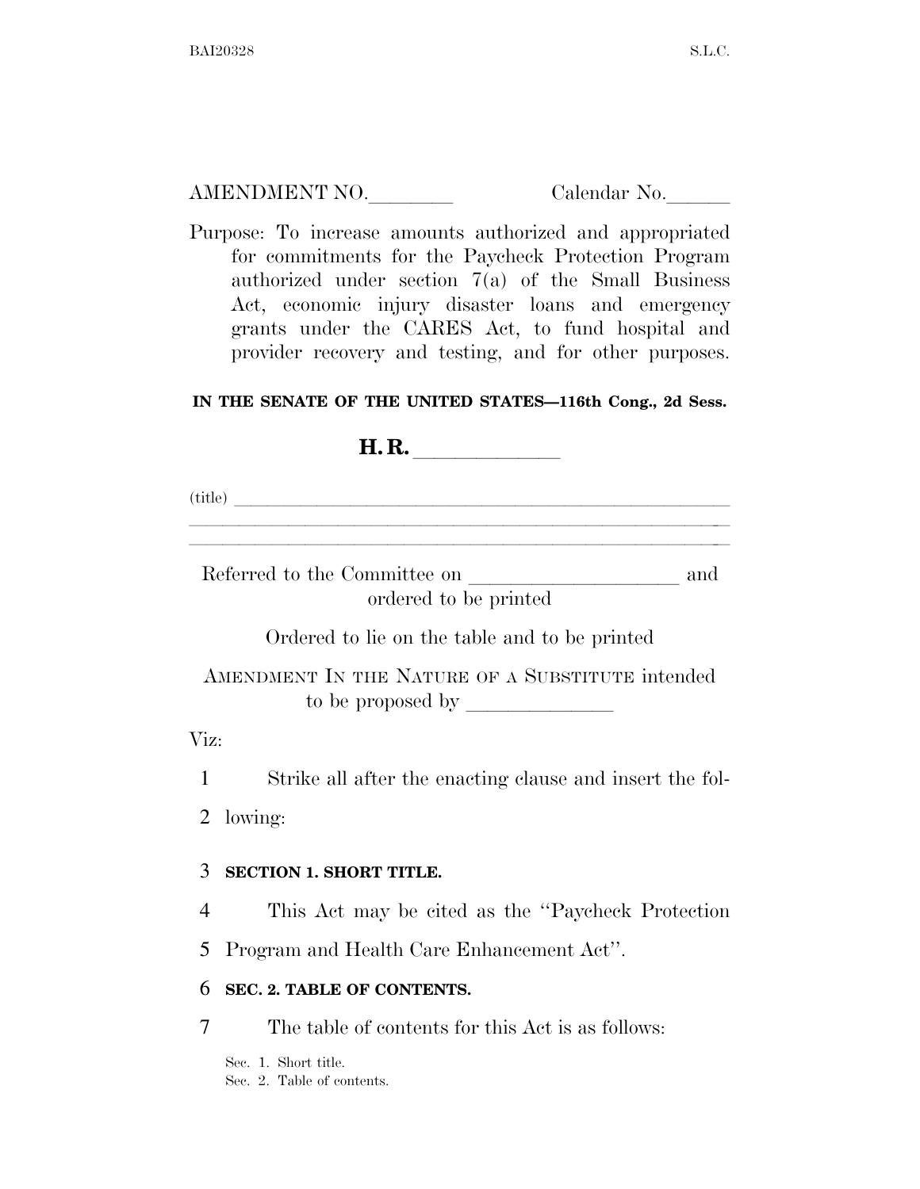AMENDMENT NO.________ Calendar No.______

Purpose: To increase amounts authorized and appropriated for commitments for the Paycheck Protection Program authorized under section 7(a) of the Small Business Act, economic injury disaster loans and emergency grants under the CARES Act, to fund hospital and provider recovery and testing, and for other purposes.

**IN THE SENATE OF THE UNITED STATES—116th Cong., 2d Sess.**

**H. R. ____________**

(title) ______________________________________________

Referred to the Committee on ___________________ and ordered to be printed

Ordered to lie on the table and to be printed

AMENDMENT IN THE NATURE OF A SUBSTITUTE intended to be proposed by ______________

Viz:

1 Strike all after the enacting clause and insert the fol-
2 lowing:

3 **SECTION 1. SHORT TITLE.**

4 This Act may be cited as the ''Paycheck Protection
5 Program and Health Care Enhancement Act''.

6 **SEC. 2. TABLE OF CONTENTS.**

7 The table of contents for this Act is as follows:

Sec. 1. Short title.
Sec. 2. Table of contents.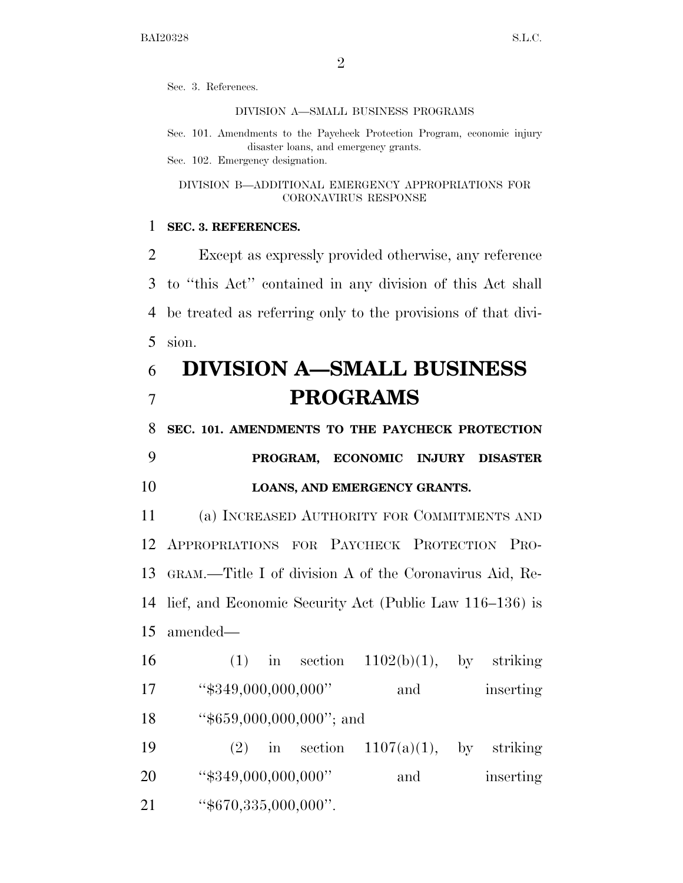Sec. 3. References.

DIVISION A—SMALL BUSINESS PROGRAMS

Sec. 101. Amendments to the Paycheck Protection Program, economic injury disaster loans, and emergency grants.
Sec. 102. Emergency designation.

DIVISION B—ADDITIONAL EMERGENCY APPROPRIATIONS FOR CORONAVIRUS RESPONSE

**SEC. 3. REFERENCES.**

Except as expressly provided otherwise, any reference to "this Act" contained in any division of this Act shall be treated as referring only to the provisions of that division.

# DIVISION A—SMALL BUSINESS PROGRAMS

**SEC. 101. AMENDMENTS TO THE PAYCHECK PROTECTION PROGRAM, ECONOMIC INJURY DISASTER LOANS, AND EMERGENCY GRANTS.**

(a) INCREASED AUTHORITY FOR COMMITMENTS AND APPROPRIATIONS FOR PAYCHECK PROTECTION PROGRAM.—Title I of division A of the Coronavirus Aid, Relief, and Economic Security Act (Public Law 116–136) is amended—

(1) in section 1102(b)(1), by striking "$349,000,000,000" and inserting "$659,000,000,000"; and

(2) in section 1107(a)(1), by striking "$349,000,000,000" and inserting "$670,335,000,000".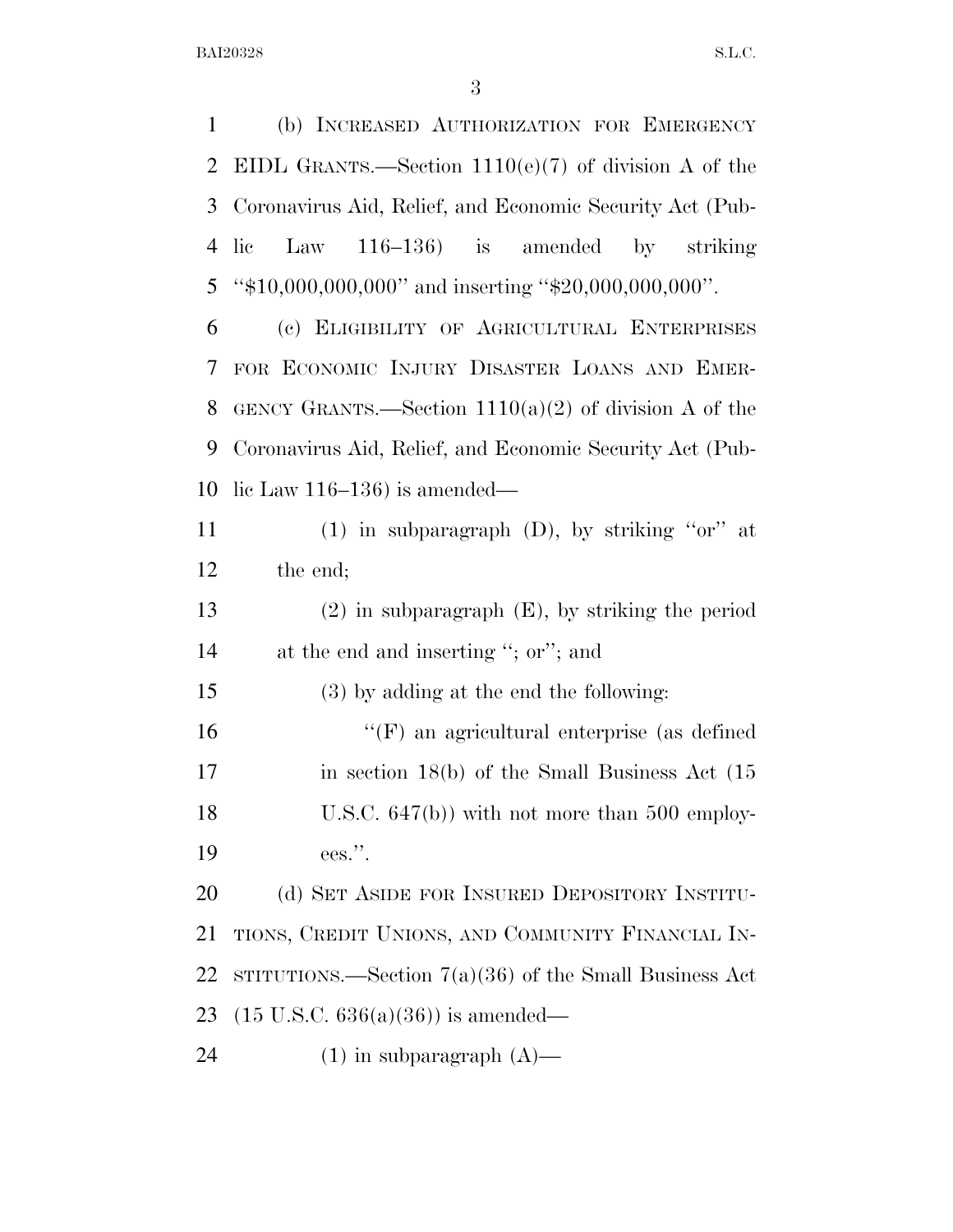(b) INCREASED AUTHORIZATION FOR EMERGENCY EIDL GRANTS.—Section 1110(e)(7) of division A of the Coronavirus Aid, Relief, and Economic Security Act (Public Law 116–136) is amended by striking "$10,000,000,000" and inserting "$20,000,000,000".

(c) ELIGIBILITY OF AGRICULTURAL ENTERPRISES FOR ECONOMIC INJURY DISASTER LOANS AND EMERGENCY GRANTS.—Section 1110(a)(2) of division A of the Coronavirus Aid, Relief, and Economic Security Act (Public Law 116–136) is amended—

(1) in subparagraph (D), by striking "or" at the end;

(2) in subparagraph (E), by striking the period at the end and inserting "; or"; and

(3) by adding at the end the following:

"(F) an agricultural enterprise (as defined in section 18(b) of the Small Business Act (15 U.S.C. 647(b)) with not more than 500 employees.".

(d) SET ASIDE FOR INSURED DEPOSITORY INSTITUTIONS, CREDIT UNIONS, AND COMMUNITY FINANCIAL INSTITUTIONS.—Section 7(a)(36) of the Small Business Act (15 U.S.C. 636(a)(36)) is amended—

(1) in subparagraph (A)—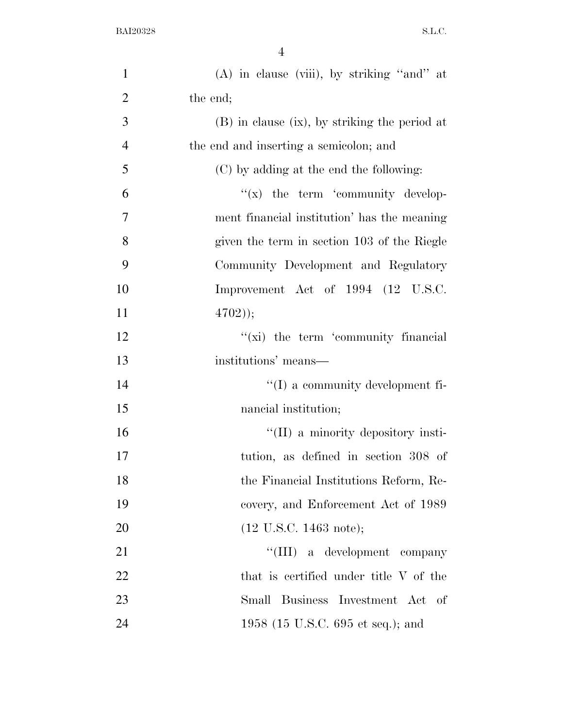(A) in clause (viii), by striking "and" at the end;

(B) in clause (ix), by striking the period at the end and inserting a semicolon; and

(C) by adding at the end the following:

"(x) the term 'community development financial institution' has the meaning given the term in section 103 of the Riegle Community Development and Regulatory Improvement Act of 1994 (12 U.S.C. 4702));

"(xi) the term 'community financial institutions' means—

"(I) a community development financial institution;

"(II) a minority depository institution, as defined in section 308 of the Financial Institutions Reform, Recovery, and Enforcement Act of 1989 (12 U.S.C. 1463 note);

"(III) a development company that is certified under title V of the Small Business Investment Act of 1958 (15 U.S.C. 695 et seq.); and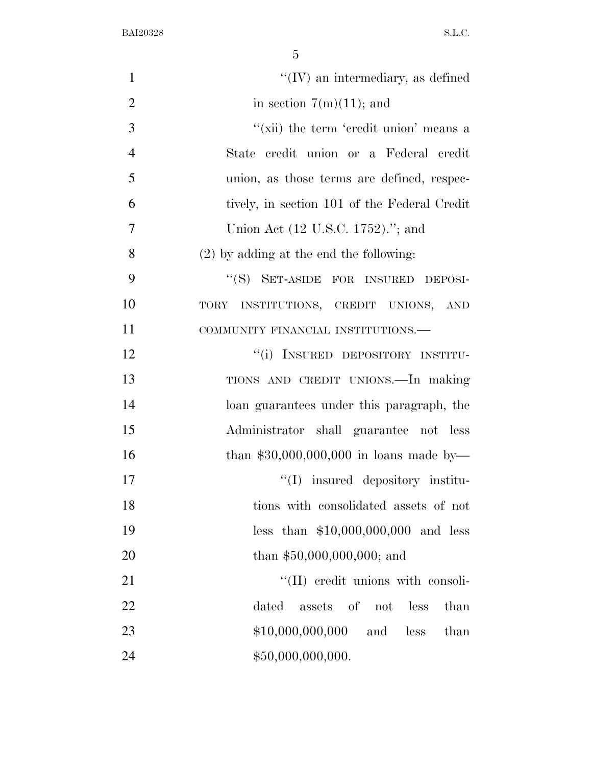"(IV) an intermediary, as defined in section 7(m)(11); and

"(xii) the term 'credit union' means a State credit union or a Federal credit union, as those terms are defined, respectively, in section 101 of the Federal Credit Union Act (12 U.S.C. 1752)."; and

(2) by adding at the end the following:

"(S) SET-ASIDE FOR INSURED DEPOSITORY INSTITUTIONS, CREDIT UNIONS, AND COMMUNITY FINANCIAL INSTITUTIONS.—

"(i) INSURED DEPOSITORY INSTITUTIONS AND CREDIT UNIONS.—In making loan guarantees under this paragraph, the Administrator shall guarantee not less than $30,000,000,000 in loans made by—

"(I) insured depository institutions with consolidated assets of not less than $10,000,000,000 and less than $50,000,000,000; and

"(II) credit unions with consolidated assets of not less than $10,000,000,000 and less than $50,000,000,000.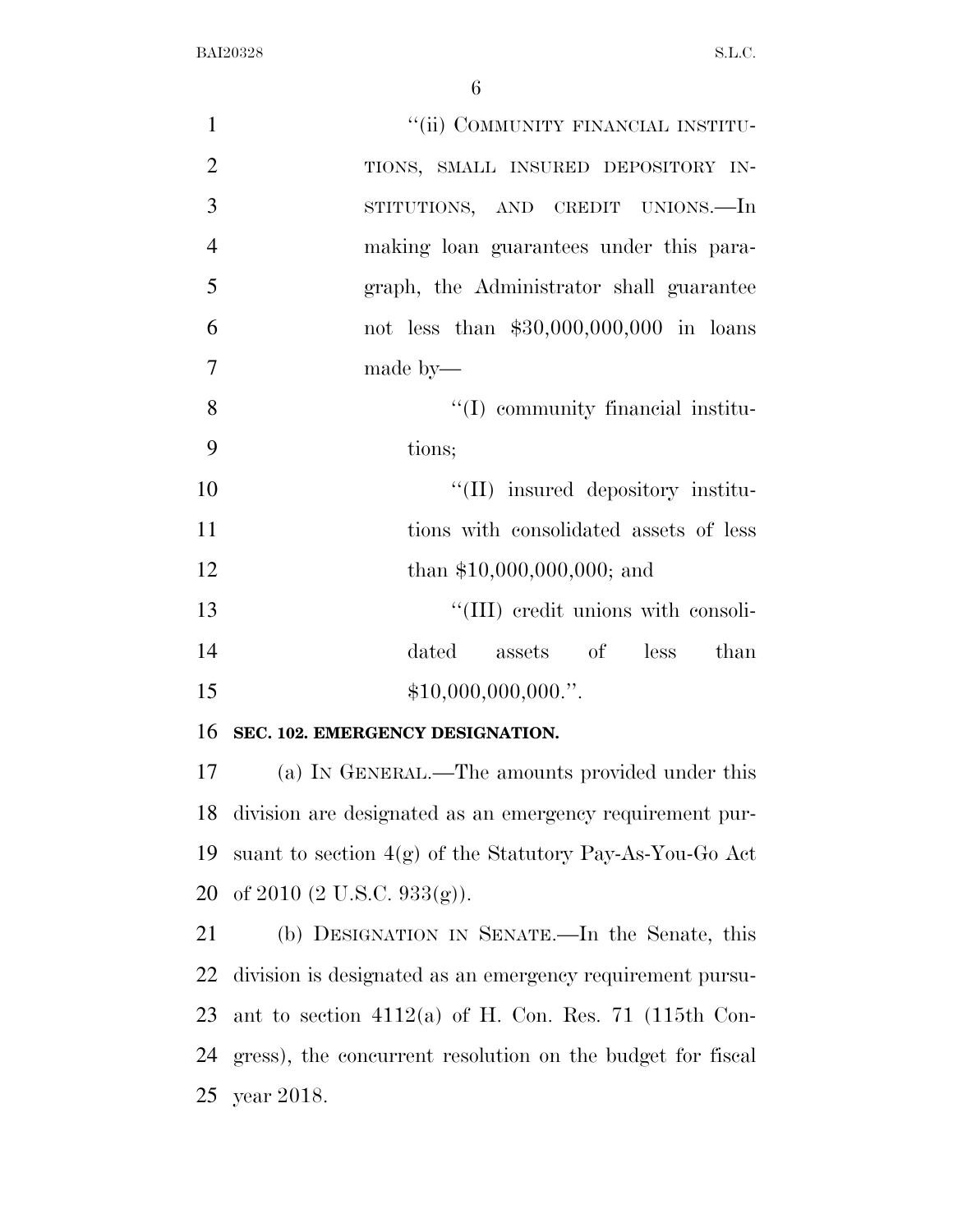"(ii) COMMUNITY FINANCIAL INSTITUTIONS, SMALL INSURED DEPOSITORY INSTITUTIONS, AND CREDIT UNIONS.—In making loan guarantees under this paragraph, the Administrator shall guarantee not less than $30,000,000,000 in loans made by—

"(I) community financial institutions;

"(II) insured depository institutions with consolidated assets of less than $10,000,000,000; and

"(III) credit unions with consolidated assets of less than $10,000,000,000.".

**SEC. 102. EMERGENCY DESIGNATION.**

(a) IN GENERAL.—The amounts provided under this division are designated as an emergency requirement pursuant to section 4(g) of the Statutory Pay-As-You-Go Act of 2010 (2 U.S.C. 933(g)).

(b) DESIGNATION IN SENATE.—In the Senate, this division is designated as an emergency requirement pursuant to section 4112(a) of H. Con. Res. 71 (115th Congress), the concurrent resolution on the budget for fiscal year 2018.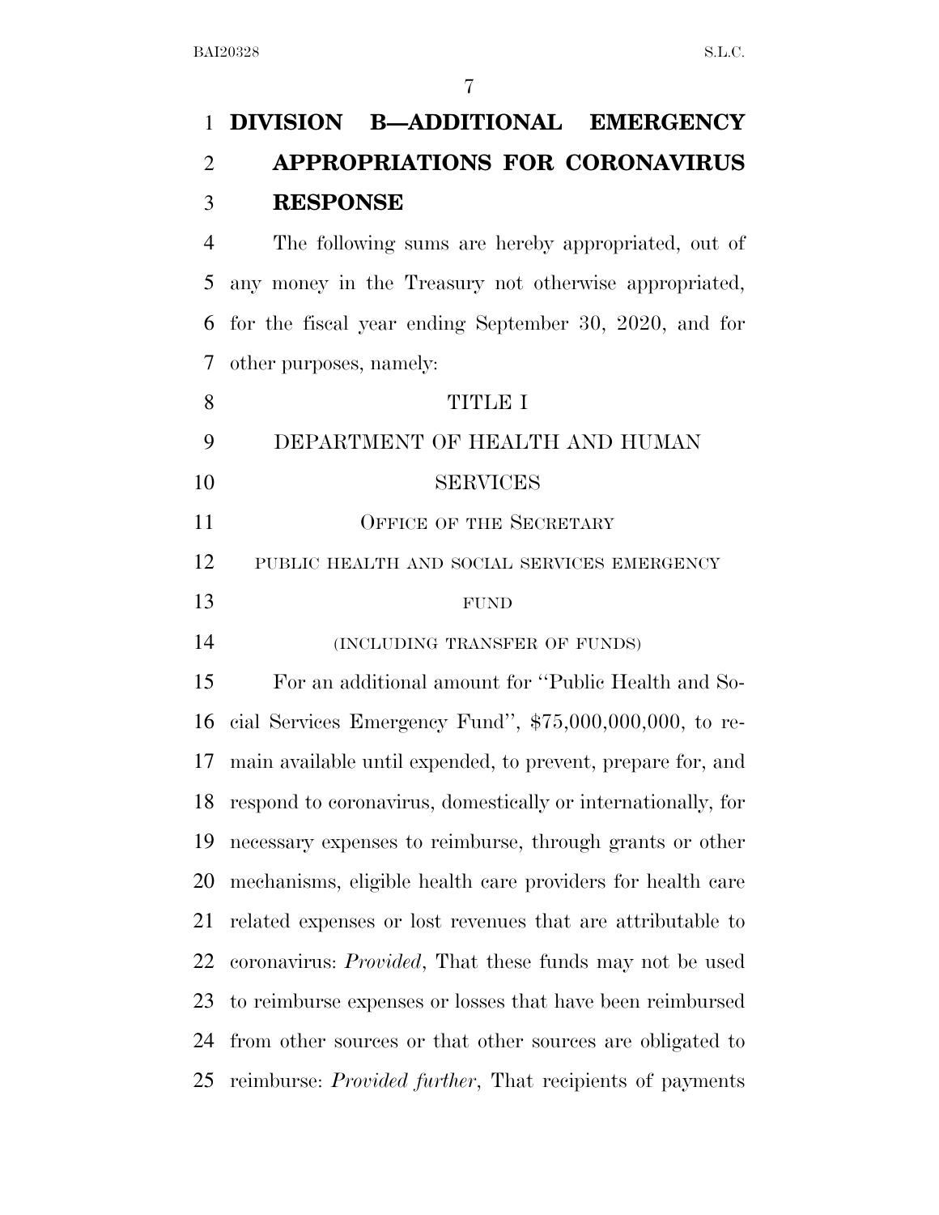# DIVISION B—ADDITIONAL EMERGENCY APPROPRIATIONS FOR CORONAVIRUS RESPONSE

The following sums are hereby appropriated, out of any money in the Treasury not otherwise appropriated, for the fiscal year ending September 30, 2020, and for other purposes, namely:

## TITLE I

## DEPARTMENT OF HEALTH AND HUMAN SERVICES

### OFFICE OF THE SECRETARY

#### PUBLIC HEALTH AND SOCIAL SERVICES EMERGENCY FUND

(INCLUDING TRANSFER OF FUNDS)

For an additional amount for ''Public Health and Social Services Emergency Fund'', $75,000,000,000, to remain available until expended, to prevent, prepare for, and respond to coronavirus, domestically or internationally, for necessary expenses to reimburse, through grants or other mechanisms, eligible health care providers for health care related expenses or lost revenues that are attributable to coronavirus: *Provided*, That these funds may not be used to reimburse expenses or losses that have been reimbursed from other sources or that other sources are obligated to reimburse: *Provided further*, That recipients of payments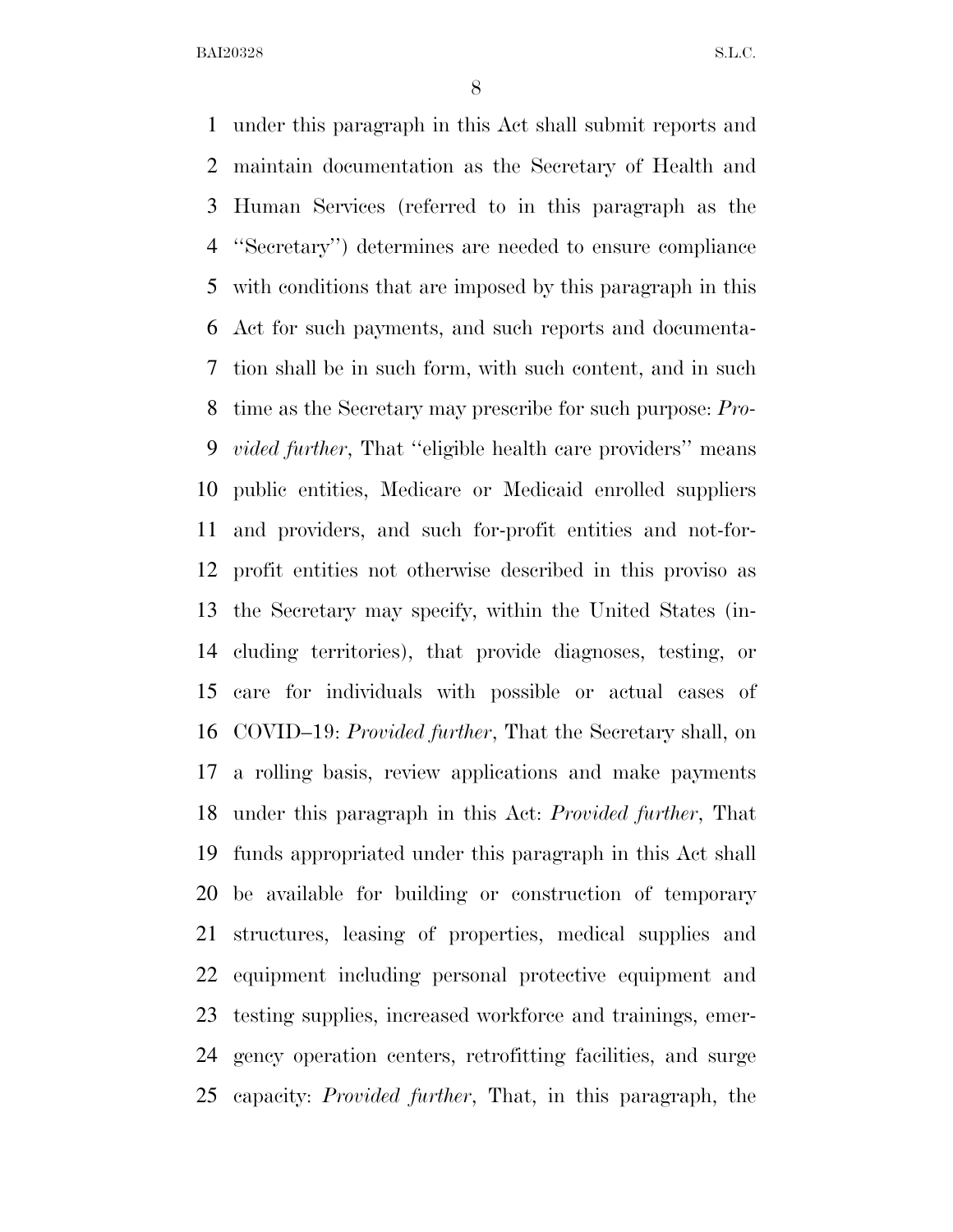under this paragraph in this Act shall submit reports and maintain documentation as the Secretary of Health and Human Services (referred to in this paragraph as the ''Secretary'') determines are needed to ensure compliance with conditions that are imposed by this paragraph in this Act for such payments, and such reports and documentation shall be in such form, with such content, and in such time as the Secretary may prescribe for such purpose: *Provided further*, That ''eligible health care providers'' means public entities, Medicare or Medicaid enrolled suppliers and providers, and such for-profit entities and not-for-profit entities not otherwise described in this proviso as the Secretary may specify, within the United States (including territories), that provide diagnoses, testing, or care for individuals with possible or actual cases of COVID–19: *Provided further*, That the Secretary shall, on a rolling basis, review applications and make payments under this paragraph in this Act: *Provided further*, That funds appropriated under this paragraph in this Act shall be available for building or construction of temporary structures, leasing of properties, medical supplies and equipment including personal protective equipment and testing supplies, increased workforce and trainings, emergency operation centers, retrofitting facilities, and surge capacity: *Provided further*, That, in this paragraph, the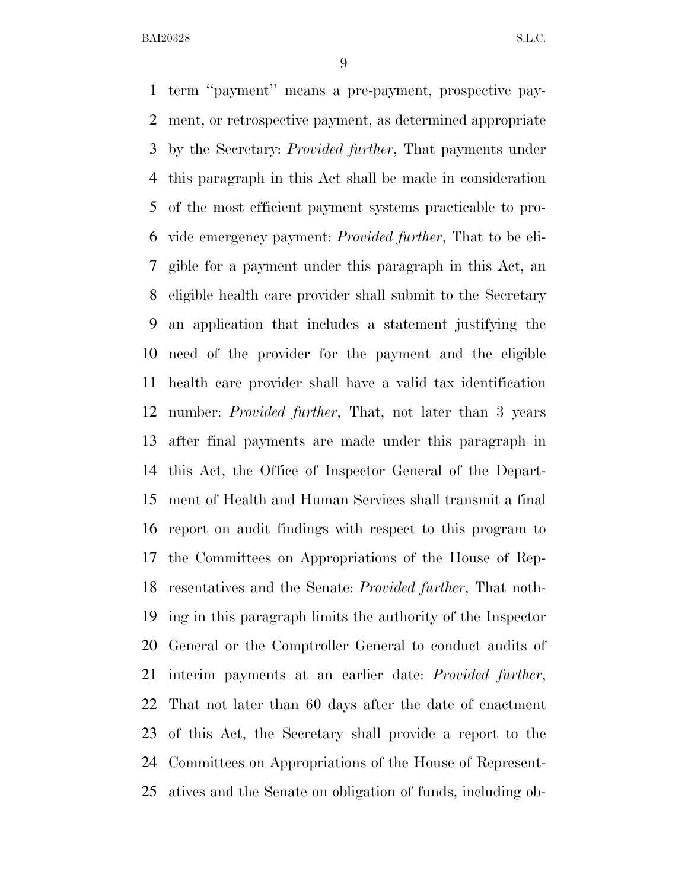term "payment" means a pre-payment, prospective payment, or retrospective payment, as determined appropriate by the Secretary: *Provided further*, That payments under this paragraph in this Act shall be made in consideration of the most efficient payment systems practicable to provide emergency payment: *Provided further*, That to be eligible for a payment under this paragraph in this Act, an eligible health care provider shall submit to the Secretary an application that includes a statement justifying the need of the provider for the payment and the eligible health care provider shall have a valid tax identification number: *Provided further*, That, not later than 3 years after final payments are made under this paragraph in this Act, the Office of Inspector General of the Department of Health and Human Services shall transmit a final report on audit findings with respect to this program to the Committees on Appropriations of the House of Representatives and the Senate: *Provided further*, That nothing in this paragraph limits the authority of the Inspector General or the Comptroller General to conduct audits of interim payments at an earlier date: *Provided further*, That not later than 60 days after the date of enactment of this Act, the Secretary shall provide a report to the Committees on Appropriations of the House of Representatives and the Senate on obligation of funds, including ob-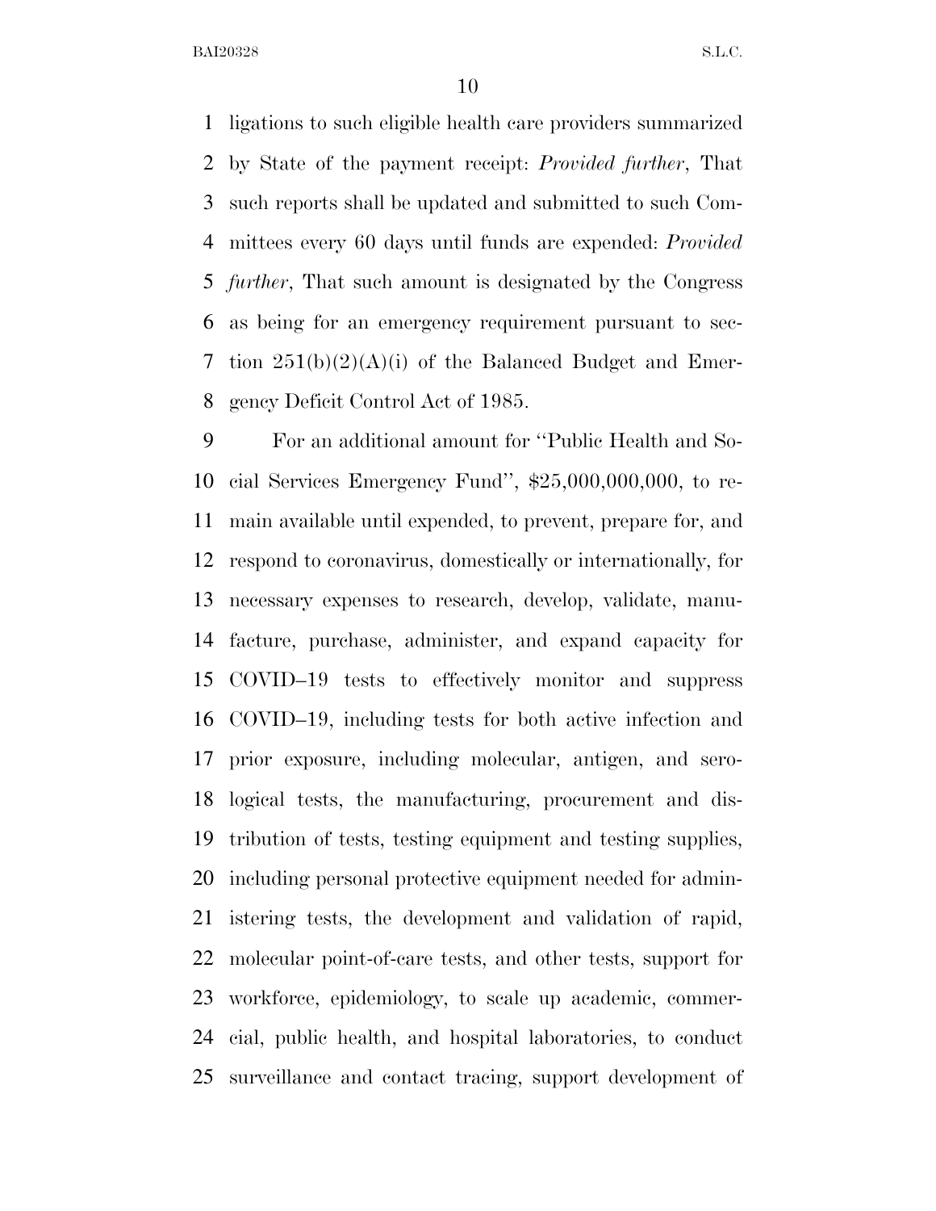ligations to such eligible health care providers summarized by State of the payment receipt: *Provided further*, That such reports shall be updated and submitted to such Committees every 60 days until funds are expended: *Provided further*, That such amount is designated by the Congress as being for an emergency requirement pursuant to section 251(b)(2)(A)(i) of the Balanced Budget and Emergency Deficit Control Act of 1985.

For an additional amount for ''Public Health and Social Services Emergency Fund'', $25,000,000,000, to remain available until expended, to prevent, prepare for, and respond to coronavirus, domestically or internationally, for necessary expenses to research, develop, validate, manufacture, purchase, administer, and expand capacity for COVID–19 tests to effectively monitor and suppress COVID–19, including tests for both active infection and prior exposure, including molecular, antigen, and serological tests, the manufacturing, procurement and distribution of tests, testing equipment and testing supplies, including personal protective equipment needed for administering tests, the development and validation of rapid, molecular point-of-care tests, and other tests, support for workforce, epidemiology, to scale up academic, commercial, public health, and hospital laboratories, to conduct surveillance and contact tracing, support development of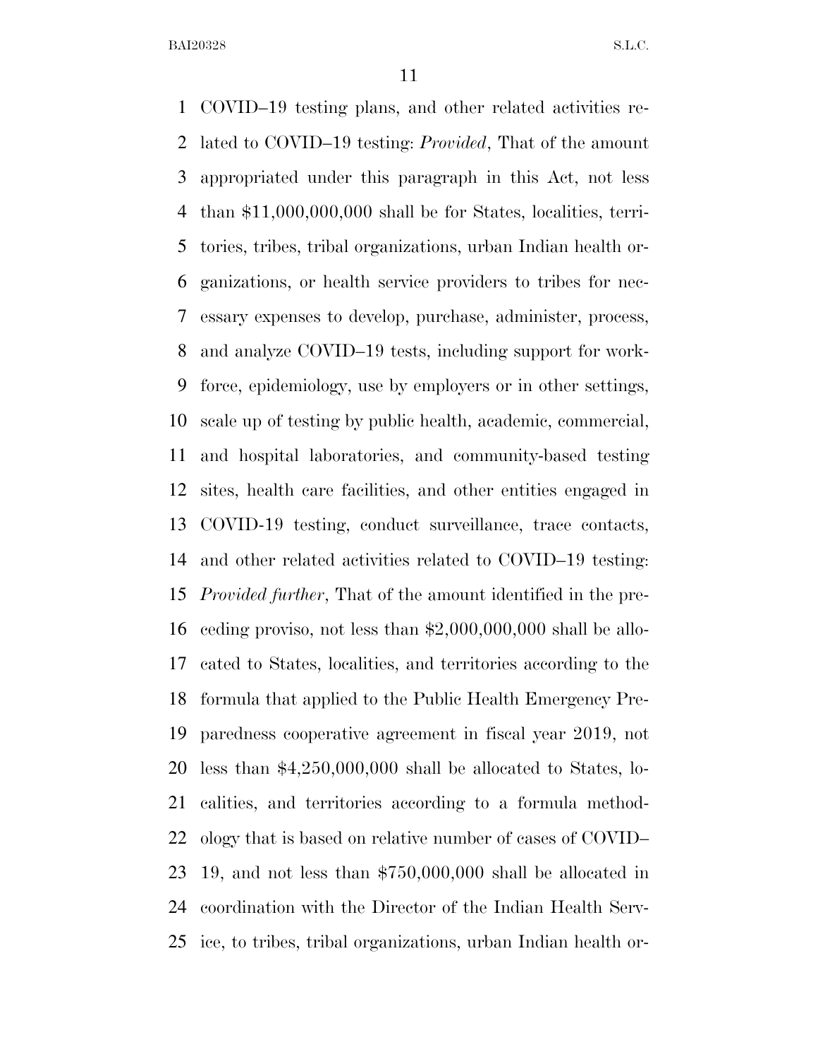COVID–19 testing plans, and other related activities related to COVID–19 testing: *Provided*, That of the amount appropriated under this paragraph in this Act, not less than $11,000,000,000 shall be for States, localities, territories, tribes, tribal organizations, urban Indian health organizations, or health service providers to tribes for necessary expenses to develop, purchase, administer, process, and analyze COVID–19 tests, including support for workforce, epidemiology, use by employers or in other settings, scale up of testing by public health, academic, commercial, and hospital laboratories, and community-based testing sites, health care facilities, and other entities engaged in COVID-19 testing, conduct surveillance, trace contacts, and other related activities related to COVID–19 testing: *Provided further*, That of the amount identified in the preceding proviso, not less than $2,000,000,000 shall be allocated to States, localities, and territories according to the formula that applied to the Public Health Emergency Preparedness cooperative agreement in fiscal year 2019, not less than $4,250,000,000 shall be allocated to States, localities, and territories according to a formula methodology that is based on relative number of cases of COVID–19, and not less than $750,000,000 shall be allocated in coordination with the Director of the Indian Health Service, to tribes, tribal organizations, urban Indian health or-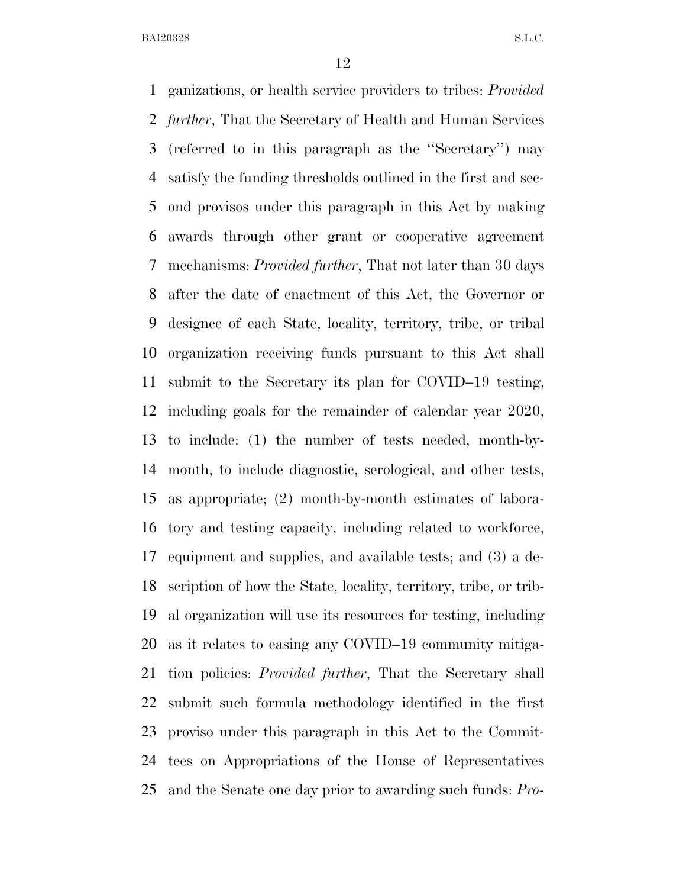ganizations, or health service providers to tribes: *Provided further*, That the Secretary of Health and Human Services (referred to in this paragraph as the ''Secretary'') may satisfy the funding thresholds outlined in the first and second provisos under this paragraph in this Act by making awards through other grant or cooperative agreement mechanisms: *Provided further*, That not later than 30 days after the date of enactment of this Act, the Governor or designee of each State, locality, territory, tribe, or tribal organization receiving funds pursuant to this Act shall submit to the Secretary its plan for COVID–19 testing, including goals for the remainder of calendar year 2020, to include: (1) the number of tests needed, month-by-month, to include diagnostic, serological, and other tests, as appropriate; (2) month-by-month estimates of laboratory and testing capacity, including related to workforce, equipment and supplies, and available tests; and (3) a description of how the State, locality, territory, tribe, or tribal organization will use its resources for testing, including as it relates to easing any COVID–19 community mitigation policies: *Provided further*, That the Secretary shall submit such formula methodology identified in the first proviso under this paragraph in this Act to the Committees on Appropriations of the House of Representatives and the Senate one day prior to awarding such funds: *Pro-*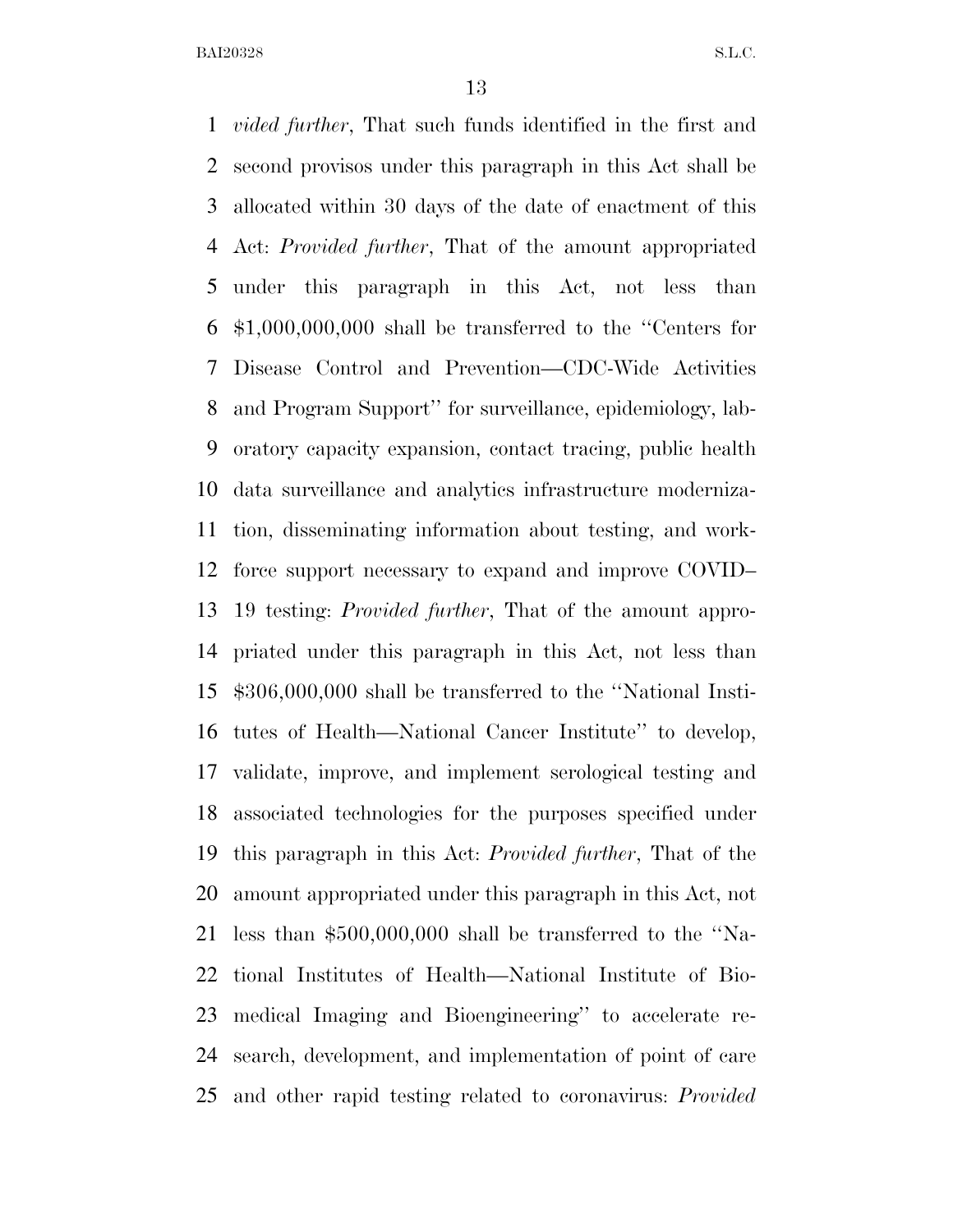*vided further*, That such funds identified in the first and second provisos under this paragraph in this Act shall be allocated within 30 days of the date of enactment of this Act: *Provided further*, That of the amount appropriated under this paragraph in this Act, not less than $1,000,000,000 shall be transferred to the ''Centers for Disease Control and Prevention—CDC-Wide Activities and Program Support'' for surveillance, epidemiology, laboratory capacity expansion, contact tracing, public health data surveillance and analytics infrastructure modernization, disseminating information about testing, and workforce support necessary to expand and improve COVID–19 testing: *Provided further*, That of the amount appropriated under this paragraph in this Act, not less than $306,000,000 shall be transferred to the ''National Institutes of Health—National Cancer Institute'' to develop, validate, improve, and implement serological testing and associated technologies for the purposes specified under this paragraph in this Act: *Provided further*, That of the amount appropriated under this paragraph in this Act, not less than $500,000,000 shall be transferred to the ''National Institutes of Health—National Institute of Biomedical Imaging and Bioengineering'' to accelerate research, development, and implementation of point of care and other rapid testing related to coronavirus: *Provided*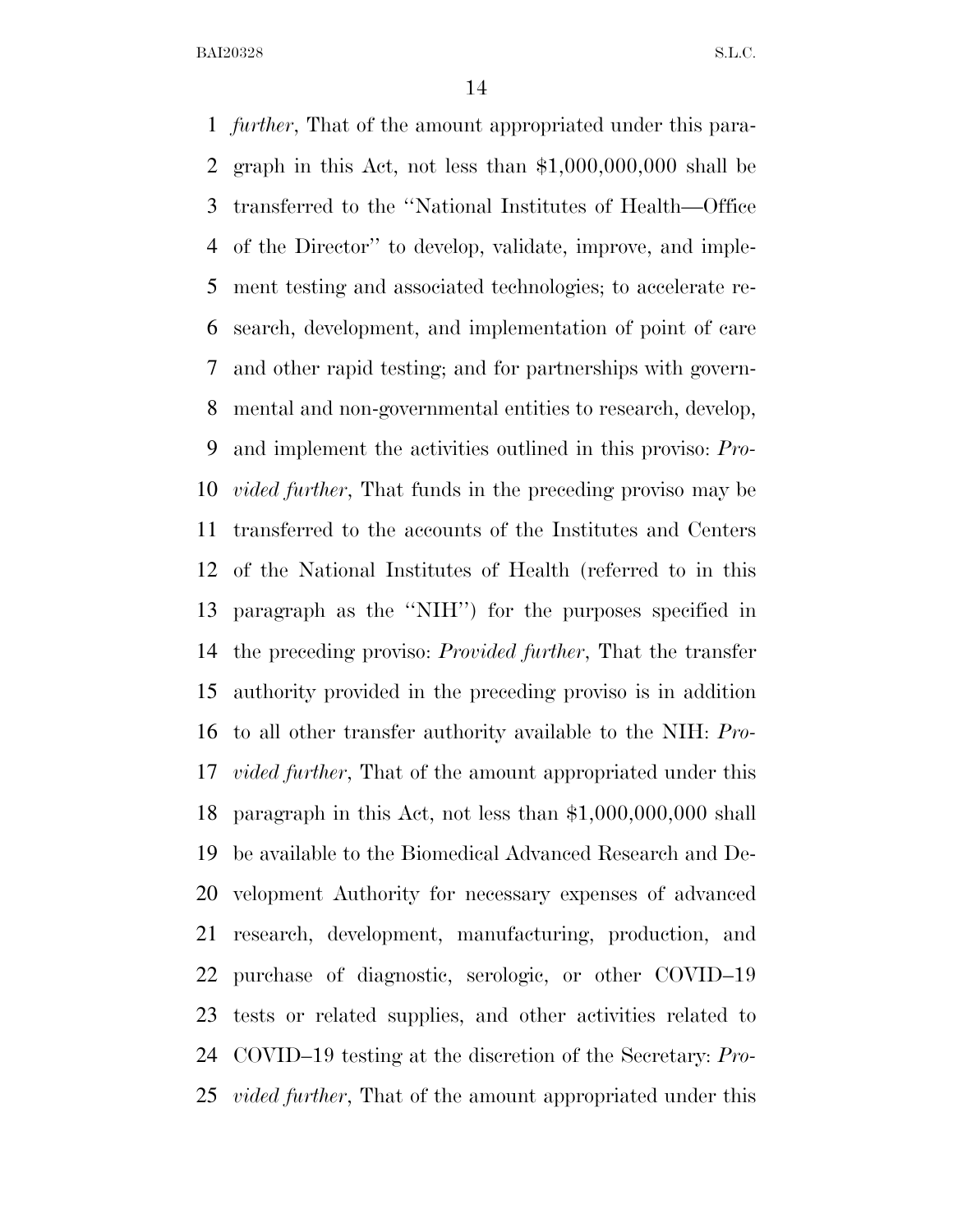*further*, That of the amount appropriated under this paragraph in this Act, not less than $1,000,000,000 shall be transferred to the ''National Institutes of Health—Office of the Director'' to develop, validate, improve, and implement testing and associated technologies; to accelerate research, development, and implementation of point of care and other rapid testing; and for partnerships with governmental and non-governmental entities to research, develop, and implement the activities outlined in this proviso: *Provided further*, That funds in the preceding proviso may be transferred to the accounts of the Institutes and Centers of the National Institutes of Health (referred to in this paragraph as the ''NIH'') for the purposes specified in the preceding proviso: *Provided further*, That the transfer authority provided in the preceding proviso is in addition to all other transfer authority available to the NIH: *Provided further*, That of the amount appropriated under this paragraph in this Act, not less than $1,000,000,000 shall be available to the Biomedical Advanced Research and Development Authority for necessary expenses of advanced research, development, manufacturing, production, and purchase of diagnostic, serologic, or other COVID–19 tests or related supplies, and other activities related to COVID–19 testing at the discretion of the Secretary: *Provided further*, That of the amount appropriated under this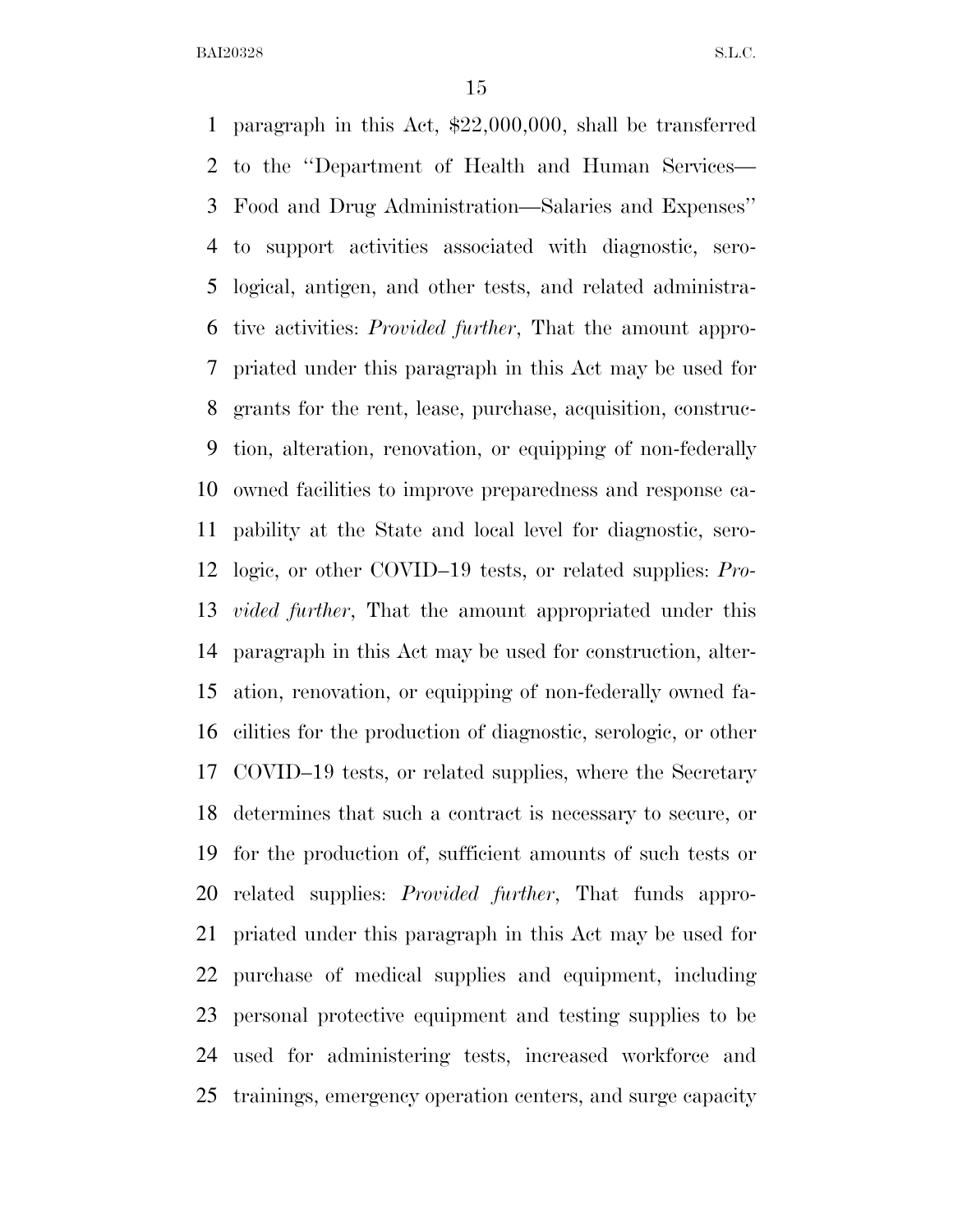paragraph in this Act, $22,000,000, shall be transferred to the ''Department of Health and Human Services—Food and Drug Administration—Salaries and Expenses'' to support activities associated with diagnostic, serological, antigen, and other tests, and related administrative activities: *Provided further*, That the amount appropriated under this paragraph in this Act may be used for grants for the rent, lease, purchase, acquisition, construction, alteration, renovation, or equipping of non-federally owned facilities to improve preparedness and response capability at the State and local level for diagnostic, serologic, or other COVID–19 tests, or related supplies: *Provided further*, That the amount appropriated under this paragraph in this Act may be used for construction, alteration, renovation, or equipping of non-federally owned facilities for the production of diagnostic, serologic, or other COVID–19 tests, or related supplies, where the Secretary determines that such a contract is necessary to secure, or for the production of, sufficient amounts of such tests or related supplies: *Provided further*, That funds appropriated under this paragraph in this Act may be used for purchase of medical supplies and equipment, including personal protective equipment and testing supplies to be used for administering tests, increased workforce and trainings, emergency operation centers, and surge capacity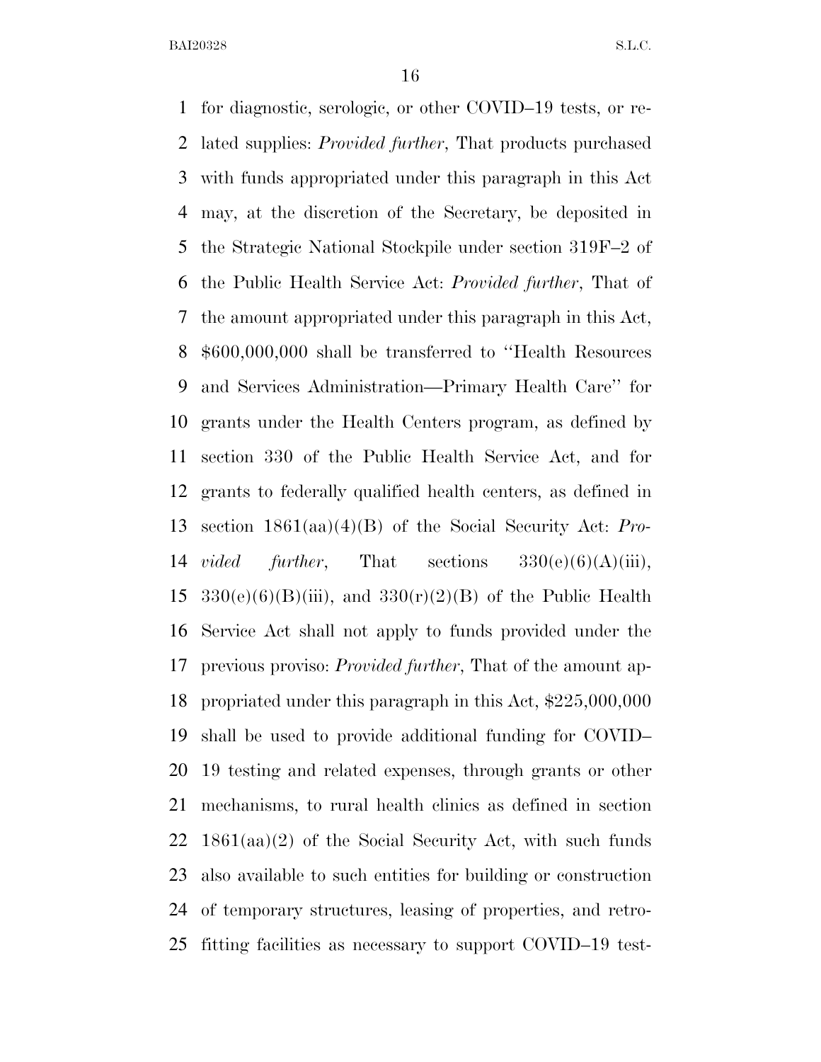for diagnostic, serologic, or other COVID–19 tests, or related supplies: *Provided further*, That products purchased with funds appropriated under this paragraph in this Act may, at the discretion of the Secretary, be deposited in the Strategic National Stockpile under section 319F–2 of the Public Health Service Act: *Provided further*, That of the amount appropriated under this paragraph in this Act, $600,000,000 shall be transferred to ''Health Resources and Services Administration—Primary Health Care'' for grants under the Health Centers program, as defined by section 330 of the Public Health Service Act, and for grants to federally qualified health centers, as defined in section 1861(aa)(4)(B) of the Social Security Act: *Provided further*, That sections 330(e)(6)(A)(iii), 330(e)(6)(B)(iii), and 330(r)(2)(B) of the Public Health Service Act shall not apply to funds provided under the previous proviso: *Provided further*, That of the amount appropriated under this paragraph in this Act, $225,000,000 shall be used to provide additional funding for COVID–19 testing and related expenses, through grants or other mechanisms, to rural health clinics as defined in section 1861(aa)(2) of the Social Security Act, with such funds also available to such entities for building or construction of temporary structures, leasing of properties, and retrofitting facilities as necessary to support COVID–19 test-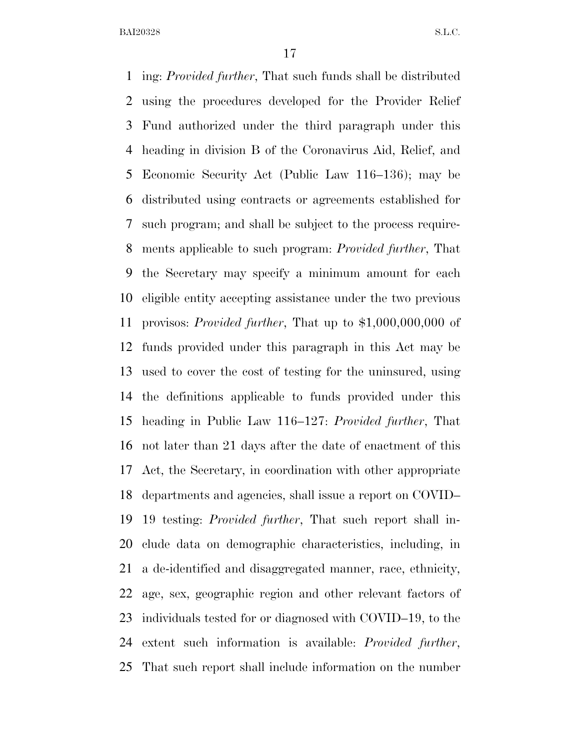ing: *Provided further*, That such funds shall be distributed using the procedures developed for the Provider Relief Fund authorized under the third paragraph under this heading in division B of the Coronavirus Aid, Relief, and Economic Security Act (Public Law 116–136); may be distributed using contracts or agreements established for such program; and shall be subject to the process requirements applicable to such program: *Provided further*, That the Secretary may specify a minimum amount for each eligible entity accepting assistance under the two previous provisos: *Provided further*, That up to $1,000,000,000 of funds provided under this paragraph in this Act may be used to cover the cost of testing for the uninsured, using the definitions applicable to funds provided under this heading in Public Law 116–127: *Provided further*, That not later than 21 days after the date of enactment of this Act, the Secretary, in coordination with other appropriate departments and agencies, shall issue a report on COVID–19 testing: *Provided further*, That such report shall include data on demographic characteristics, including, in a de-identified and disaggregated manner, race, ethnicity, age, sex, geographic region and other relevant factors of individuals tested for or diagnosed with COVID–19, to the extent such information is available: *Provided further*, That such report shall include information on the number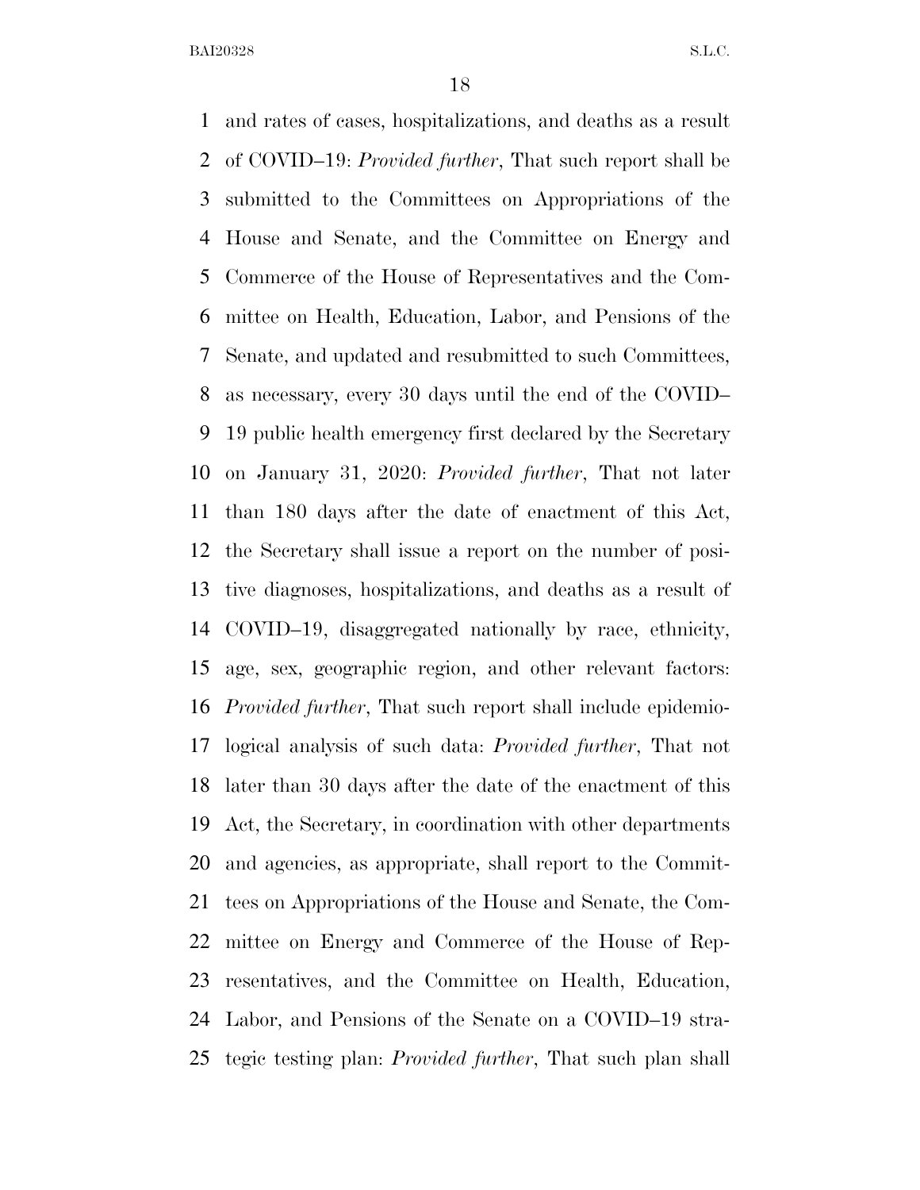and rates of cases, hospitalizations, and deaths as a result of COVID–19: *Provided further*, That such report shall be submitted to the Committees on Appropriations of the House and Senate, and the Committee on Energy and Commerce of the House of Representatives and the Committee on Health, Education, Labor, and Pensions of the Senate, and updated and resubmitted to such Committees, as necessary, every 30 days until the end of the COVID–19 public health emergency first declared by the Secretary on January 31, 2020: *Provided further*, That not later than 180 days after the date of enactment of this Act, the Secretary shall issue a report on the number of positive diagnoses, hospitalizations, and deaths as a result of COVID–19, disaggregated nationally by race, ethnicity, age, sex, geographic region, and other relevant factors: *Provided further*, That such report shall include epidemiological analysis of such data: *Provided further*, That not later than 30 days after the date of the enactment of this Act, the Secretary, in coordination with other departments and agencies, as appropriate, shall report to the Committees on Appropriations of the House and Senate, the Committee on Energy and Commerce of the House of Representatives, and the Committee on Health, Education, Labor, and Pensions of the Senate on a COVID–19 strategic testing plan: *Provided further*, That such plan shall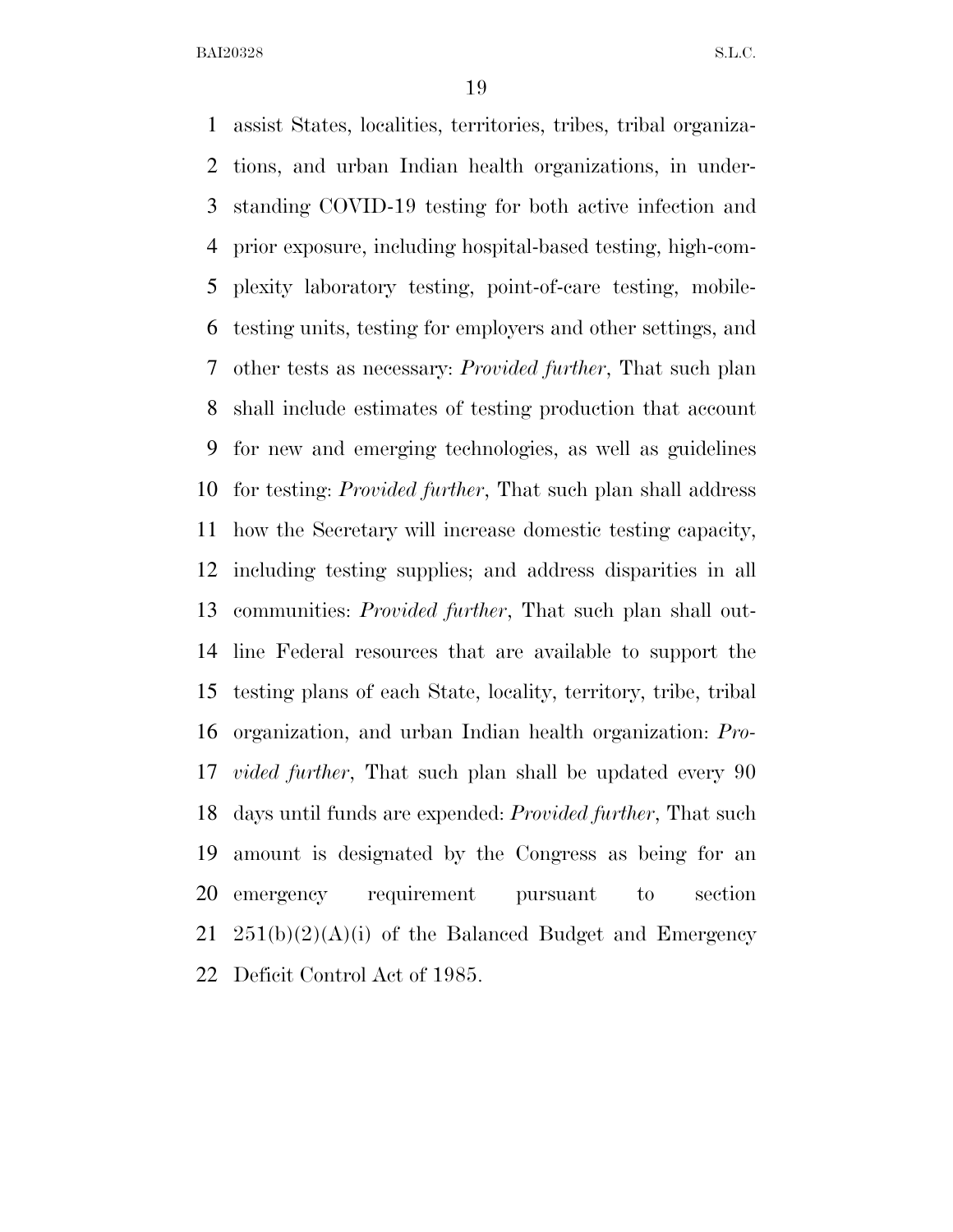assist States, localities, territories, tribes, tribal organizations, and urban Indian health organizations, in understanding COVID-19 testing for both active infection and prior exposure, including hospital-based testing, high-complexity laboratory testing, point-of-care testing, mobile-testing units, testing for employers and other settings, and other tests as necessary: *Provided further*, That such plan shall include estimates of testing production that account for new and emerging technologies, as well as guidelines for testing: *Provided further*, That such plan shall address how the Secretary will increase domestic testing capacity, including testing supplies; and address disparities in all communities: *Provided further*, That such plan shall outline Federal resources that are available to support the testing plans of each State, locality, territory, tribe, tribal organization, and urban Indian health organization: *Provided further*, That such plan shall be updated every 90 days until funds are expended: *Provided further*, That such amount is designated by the Congress as being for an emergency requirement pursuant to section 251(b)(2)(A)(i) of the Balanced Budget and Emergency Deficit Control Act of 1985.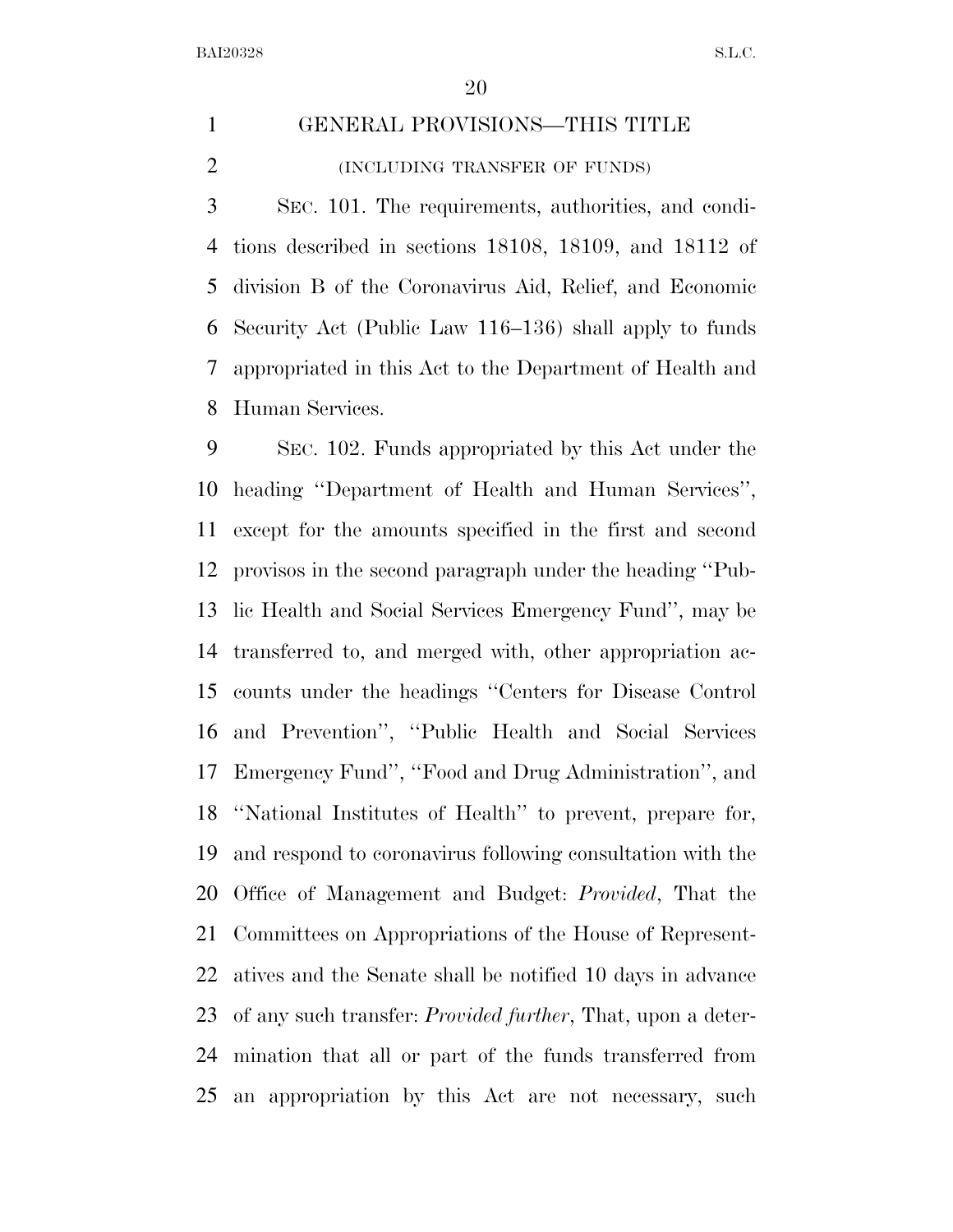## GENERAL PROVISIONS—THIS TITLE

(INCLUDING TRANSFER OF FUNDS)

SEC. 101. The requirements, authorities, and conditions described in sections 18108, 18109, and 18112 of division B of the Coronavirus Aid, Relief, and Economic Security Act (Public Law 116–136) shall apply to funds appropriated in this Act to the Department of Health and Human Services.

SEC. 102. Funds appropriated by this Act under the heading ''Department of Health and Human Services'', except for the amounts specified in the first and second provisos in the second paragraph under the heading ''Public Health and Social Services Emergency Fund'', may be transferred to, and merged with, other appropriation accounts under the headings ''Centers for Disease Control and Prevention'', ''Public Health and Social Services Emergency Fund'', ''Food and Drug Administration'', and ''National Institutes of Health'' to prevent, prepare for, and respond to coronavirus following consultation with the Office of Management and Budget: *Provided*, That the Committees on Appropriations of the House of Representatives and the Senate shall be notified 10 days in advance of any such transfer: *Provided further*, That, upon a determination that all or part of the funds transferred from an appropriation by this Act are not necessary, such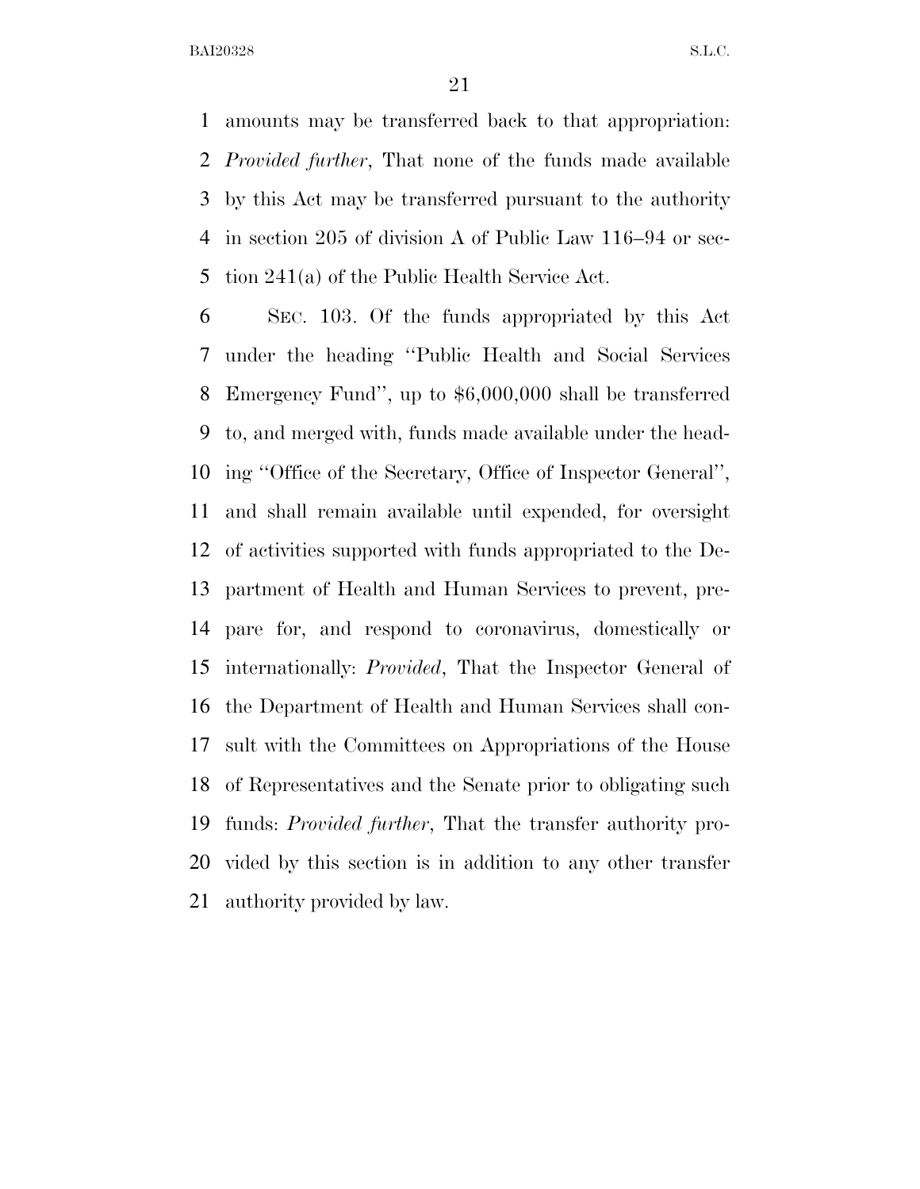amounts may be transferred back to that appropriation: *Provided further*, That none of the funds made available by this Act may be transferred pursuant to the authority in section 205 of division A of Public Law 116–94 or section 241(a) of the Public Health Service Act.

SEC. 103. Of the funds appropriated by this Act under the heading ''Public Health and Social Services Emergency Fund'', up to $6,000,000 shall be transferred to, and merged with, funds made available under the heading ''Office of the Secretary, Office of Inspector General'', and shall remain available until expended, for oversight of activities supported with funds appropriated to the Department of Health and Human Services to prevent, prepare for, and respond to coronavirus, domestically or internationally: *Provided*, That the Inspector General of the Department of Health and Human Services shall consult with the Committees on Appropriations of the House of Representatives and the Senate prior to obligating such funds: *Provided further*, That the transfer authority provided by this section is in addition to any other transfer authority provided by law.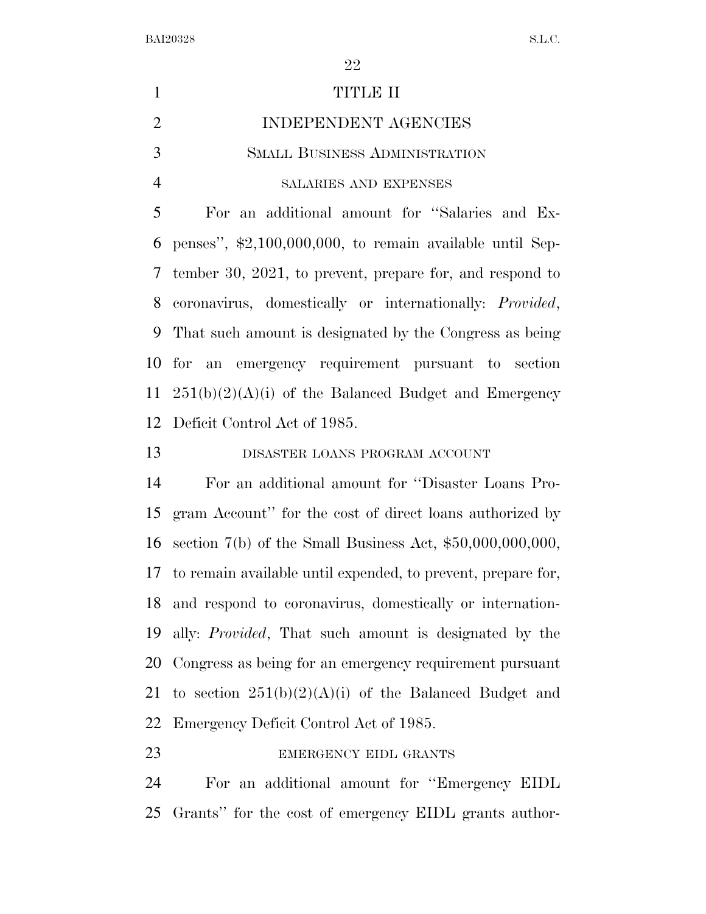# TITLE II

## INDEPENDENT AGENCIES

### SMALL BUSINESS ADMINISTRATION

#### SALARIES AND EXPENSES

For an additional amount for ''Salaries and Expenses'', $2,100,000,000, to remain available until September 30, 2021, to prevent, prepare for, and respond to coronavirus, domestically or internationally: *Provided*, That such amount is designated by the Congress as being for an emergency requirement pursuant to section 251(b)(2)(A)(i) of the Balanced Budget and Emergency Deficit Control Act of 1985.

#### DISASTER LOANS PROGRAM ACCOUNT

For an additional amount for ''Disaster Loans Program Account'' for the cost of direct loans authorized by section 7(b) of the Small Business Act, $50,000,000,000, to remain available until expended, to prevent, prepare for, and respond to coronavirus, domestically or internationally: *Provided*, That such amount is designated by the Congress as being for an emergency requirement pursuant to section 251(b)(2)(A)(i) of the Balanced Budget and Emergency Deficit Control Act of 1985.

#### EMERGENCY EIDL GRANTS

For an additional amount for ''Emergency EIDL Grants'' for the cost of emergency EIDL grants author-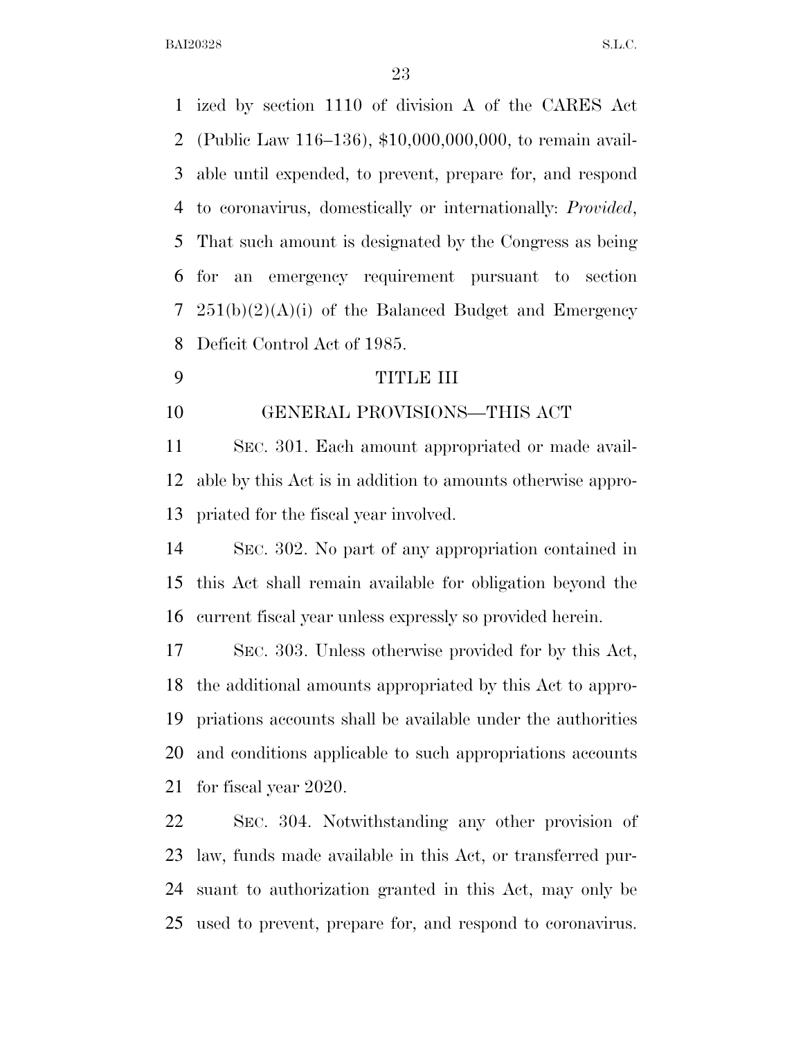ized by section 1110 of division A of the CARES Act (Public Law 116–136), $10,000,000,000, to remain available until expended, to prevent, prepare for, and respond to coronavirus, domestically or internationally: *Provided*, That such amount is designated by the Congress as being for an emergency requirement pursuant to section 251(b)(2)(A)(i) of the Balanced Budget and Emergency Deficit Control Act of 1985.

## TITLE III

## GENERAL PROVISIONS—THIS ACT

SEC. 301. Each amount appropriated or made available by this Act is in addition to amounts otherwise appropriated for the fiscal year involved.

SEC. 302. No part of any appropriation contained in this Act shall remain available for obligation beyond the current fiscal year unless expressly so provided herein.

SEC. 303. Unless otherwise provided for by this Act, the additional amounts appropriated by this Act to appropriations accounts shall be available under the authorities and conditions applicable to such appropriations accounts for fiscal year 2020.

SEC. 304. Notwithstanding any other provision of law, funds made available in this Act, or transferred pursuant to authorization granted in this Act, may only be used to prevent, prepare for, and respond to coronavirus.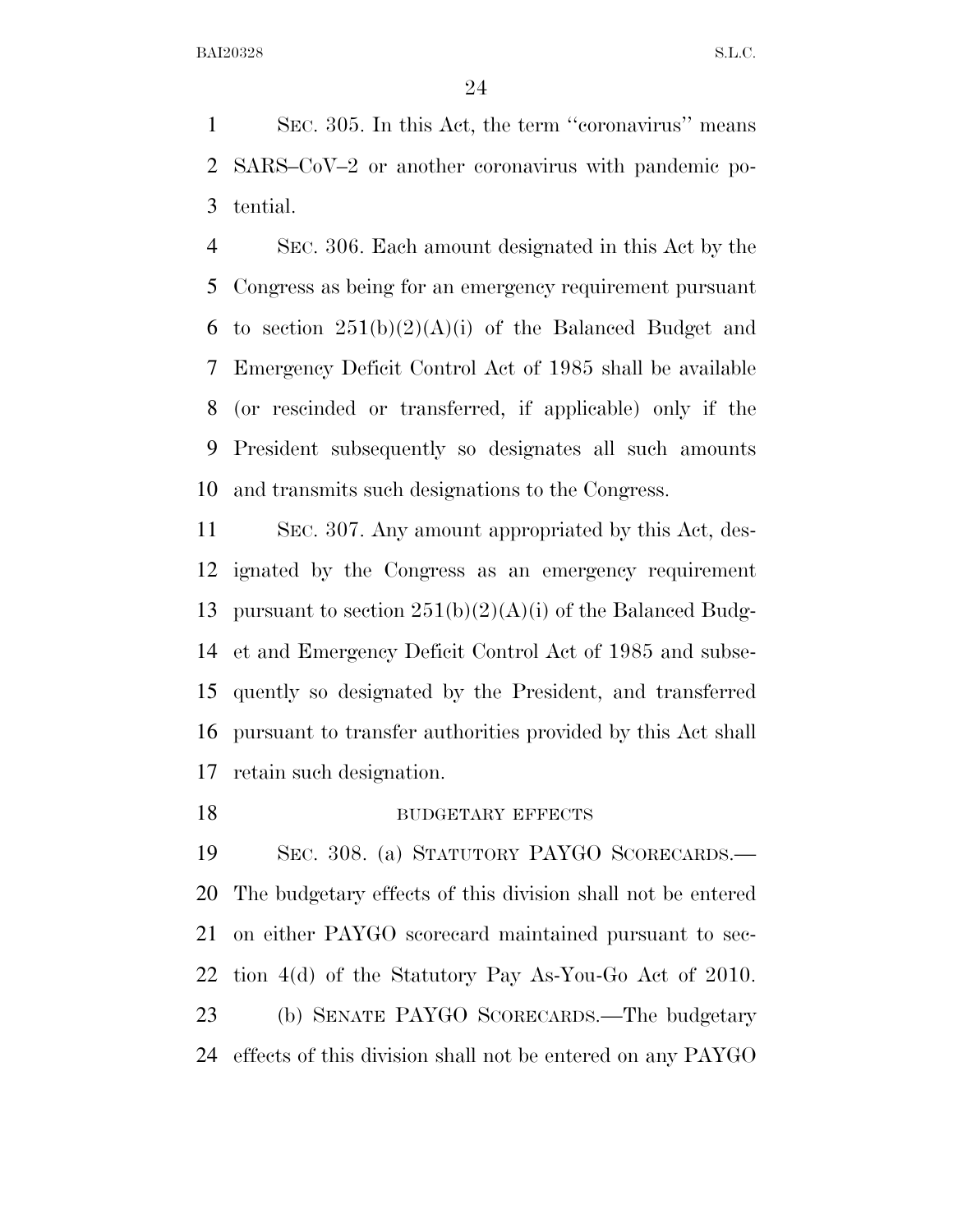SEC. 305. In this Act, the term ''coronavirus'' means SARS–CoV–2 or another coronavirus with pandemic potential.

SEC. 306. Each amount designated in this Act by the Congress as being for an emergency requirement pursuant to section 251(b)(2)(A)(i) of the Balanced Budget and Emergency Deficit Control Act of 1985 shall be available (or rescinded or transferred, if applicable) only if the President subsequently so designates all such amounts and transmits such designations to the Congress.

SEC. 307. Any amount appropriated by this Act, designated by the Congress as an emergency requirement pursuant to section 251(b)(2)(A)(i) of the Balanced Budget and Emergency Deficit Control Act of 1985 and subsequently so designated by the President, and transferred pursuant to transfer authorities provided by this Act shall retain such designation.

BUDGETARY EFFECTS

SEC. 308. (a) STATUTORY PAYGO SCORECARDS.—The budgetary effects of this division shall not be entered on either PAYGO scorecard maintained pursuant to section 4(d) of the Statutory Pay As-You-Go Act of 2010.

(b) SENATE PAYGO SCORECARDS.—The budgetary effects of this division shall not be entered on any PAYGO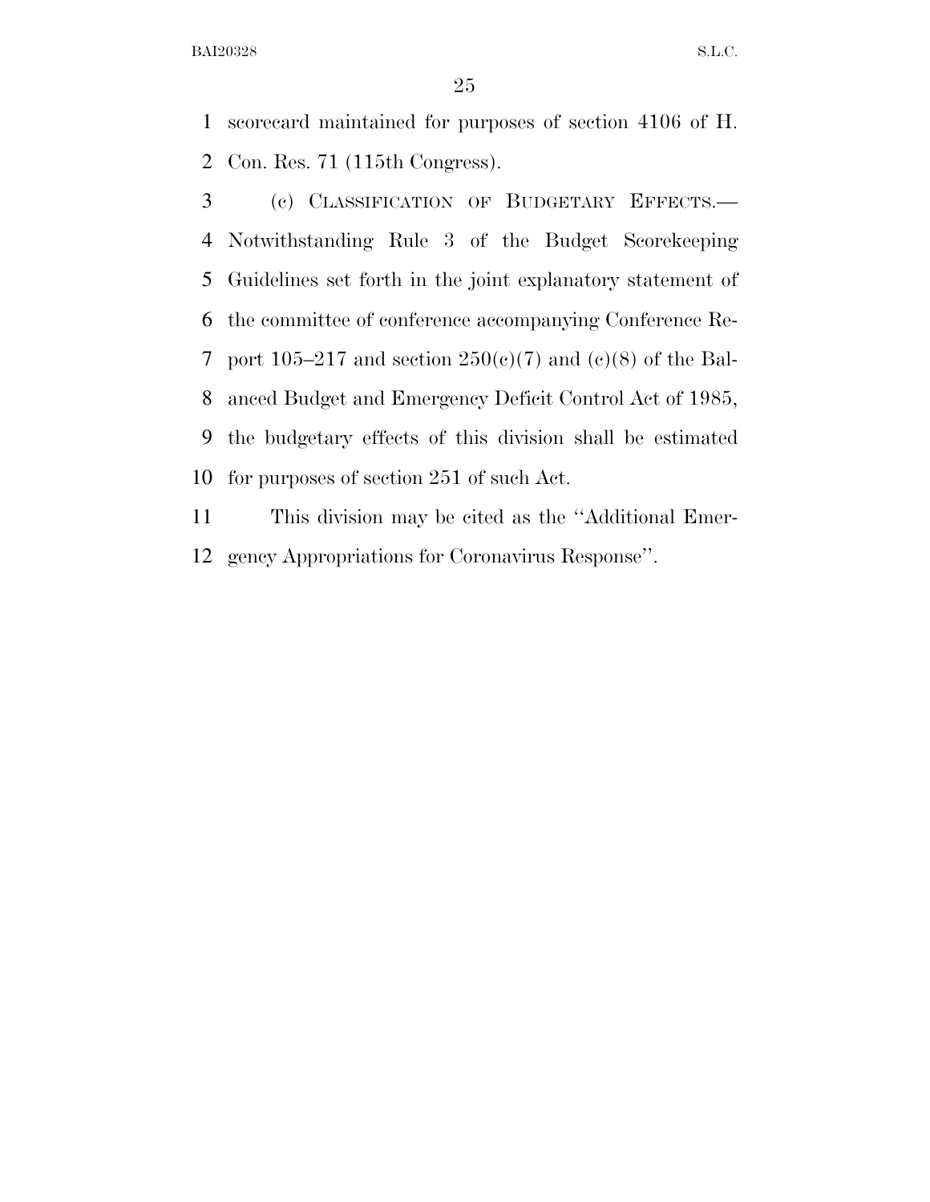scorecard maintained for purposes of section 4106 of H. Con. Res. 71 (115th Congress).

(c) CLASSIFICATION OF BUDGETARY EFFECTS.—Notwithstanding Rule 3 of the Budget Scorekeeping Guidelines set forth in the joint explanatory statement of the committee of conference accompanying Conference Report 105–217 and section 250(c)(7) and (c)(8) of the Balanced Budget and Emergency Deficit Control Act of 1985, the budgetary effects of this division shall be estimated for purposes of section 251 of such Act.

This division may be cited as the ''Additional Emergency Appropriations for Coronavirus Response''.